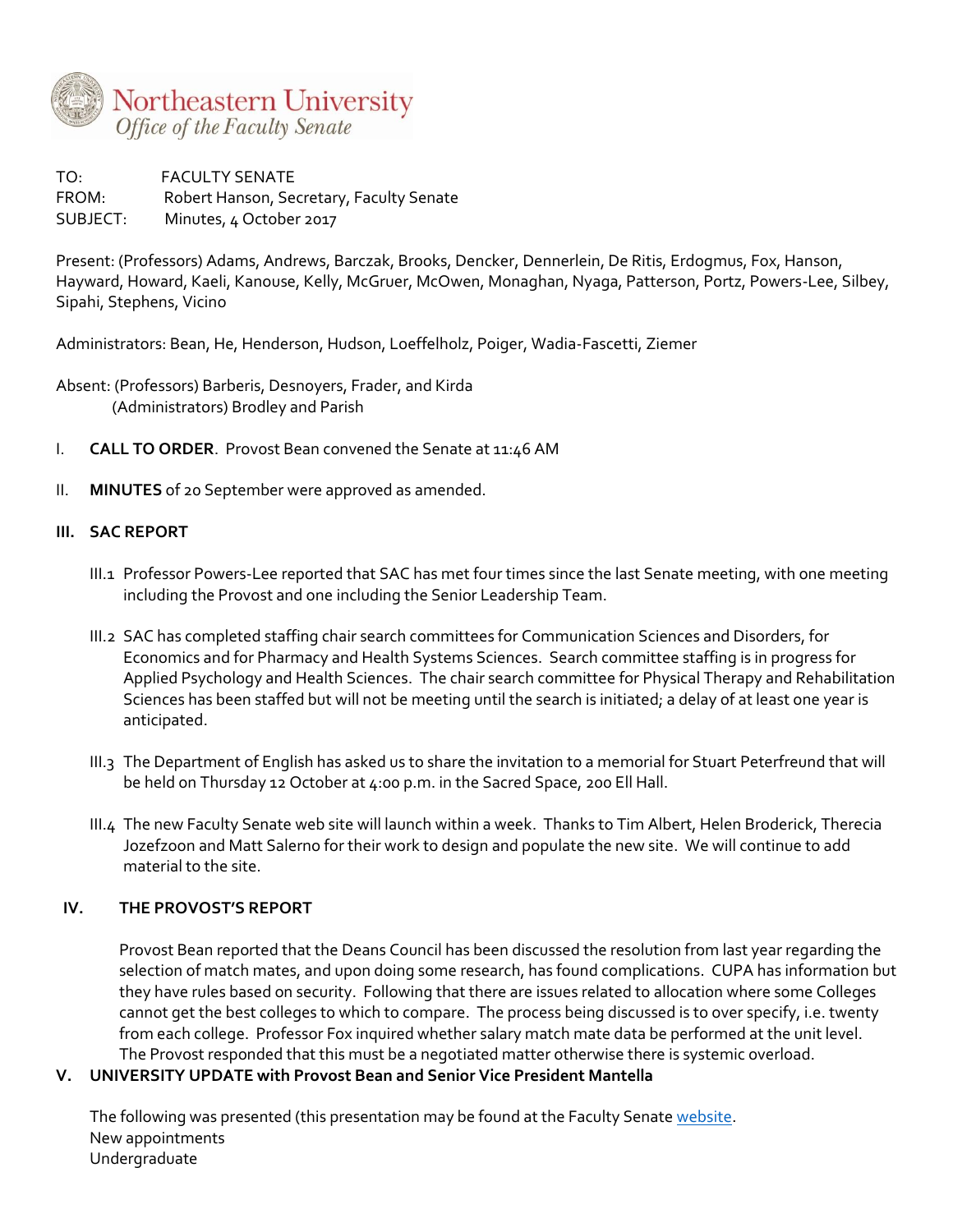Northeastern University
*Office of the Faculty Senate*

TO: FACULTY SENATE
FROM: Robert Hanson, Secretary, Faculty Senate
SUBJECT: Minutes, 4 October 2017

Present: (Professors) Adams, Andrews, Barczak, Brooks, Dencker, Dennerlein, De Ritis, Erdogmus, Fox, Hanson, Hayward, Howard, Kaeli, Kanouse, Kelly, McGruer, McOwen, Monaghan, Nyaga, Patterson, Portz, Powers-Lee, Silbey, Sipahi, Stephens, Vicino

Administrators: Bean, He, Henderson, Hudson, Loeffelholz, Poiger, Wadia-Fascetti, Ziemer

Absent: (Professors) Barberis, Desnoyers, Frader, and Kirda
(Administrators) Brodley and Parish

I. **CALL TO ORDER**. Provost Bean convened the Senate at 11:46 AM

II. **MINUTES** of 20 September were approved as amended.

## III. SAC REPORT

III.1 Professor Powers-Lee reported that SAC has met four times since the last Senate meeting, with one meeting including the Provost and one including the Senior Leadership Team.

III.2 SAC has completed staffing chair search committees for Communication Sciences and Disorders, for Economics and for Pharmacy and Health Systems Sciences. Search committee staffing is in progress for Applied Psychology and Health Sciences. The chair search committee for Physical Therapy and Rehabilitation Sciences has been staffed but will not be meeting until the search is initiated; a delay of at least one year is anticipated.

III.3 The Department of English has asked us to share the invitation to a memorial for Stuart Peterfreund that will be held on Thursday 12 October at 4:00 p.m. in the Sacred Space, 200 Ell Hall.

III.4 The new Faculty Senate web site will launch within a week. Thanks to Tim Albert, Helen Broderick, Therecia Jozefzoon and Matt Salerno for their work to design and populate the new site. We will continue to add material to the site.

## IV. THE PROVOST'S REPORT

Provost Bean reported that the Deans Council has been discussed the resolution from last year regarding the selection of match mates, and upon doing some research, has found complications. CUPA has information but they have rules based on security. Following that there are issues related to allocation where some Colleges cannot get the best colleges to which to compare. The process being discussed is to over specify, i.e. twenty from each college. Professor Fox inquired whether salary match mate data be performed at the unit level. The Provost responded that this must be a negotiated matter otherwise there is systemic overload.

## V. UNIVERSITY UPDATE with Provost Bean and Senior Vice President Mantella

The following was presented (this presentation may be found at the Faculty Senate website.
New appointments
Undergraduate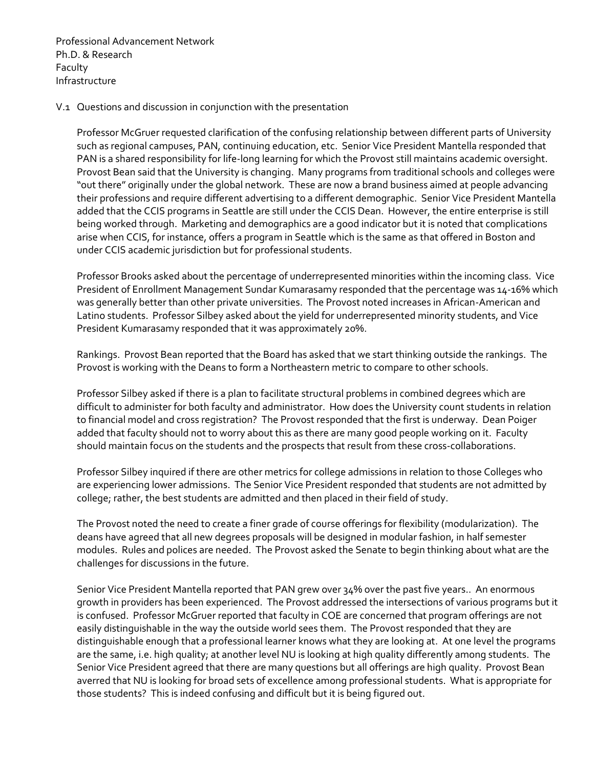Professional Advancement Network
Ph.D. & Research
Faculty
Infrastructure

V.1 Questions and discussion in conjunction with the presentation

Professor McGruer requested clarification of the confusing relationship between different parts of University such as regional campuses, PAN, continuing education, etc. Senior Vice President Mantella responded that PAN is a shared responsibility for life-long learning for which the Provost still maintains academic oversight. Provost Bean said that the University is changing. Many programs from traditional schools and colleges were "out there" originally under the global network. These are now a brand business aimed at people advancing their professions and require different advertising to a different demographic. Senior Vice President Mantella added that the CCIS programs in Seattle are still under the CCIS Dean. However, the entire enterprise is still being worked through. Marketing and demographics are a good indicator but it is noted that complications arise when CCIS, for instance, offers a program in Seattle which is the same as that offered in Boston and under CCIS academic jurisdiction but for professional students.

Professor Brooks asked about the percentage of underrepresented minorities within the incoming class. Vice President of Enrollment Management Sundar Kumarasamy responded that the percentage was 14-16% which was generally better than other private universities. The Provost noted increases in African-American and Latino students. Professor Silbey asked about the yield for underrepresented minority students, and Vice President Kumarasamy responded that it was approximately 20%.

Rankings. Provost Bean reported that the Board has asked that we start thinking outside the rankings. The Provost is working with the Deans to form a Northeastern metric to compare to other schools.

Professor Silbey asked if there is a plan to facilitate structural problems in combined degrees which are difficult to administer for both faculty and administrator. How does the University count students in relation to financial model and cross registration? The Provost responded that the first is underway. Dean Poiger added that faculty should not to worry about this as there are many good people working on it. Faculty should maintain focus on the students and the prospects that result from these cross-collaborations.

Professor Silbey inquired if there are other metrics for college admissions in relation to those Colleges who are experiencing lower admissions. The Senior Vice President responded that students are not admitted by college; rather, the best students are admitted and then placed in their field of study.

The Provost noted the need to create a finer grade of course offerings for flexibility (modularization). The deans have agreed that all new degrees proposals will be designed in modular fashion, in half semester modules. Rules and polices are needed. The Provost asked the Senate to begin thinking about what are the challenges for discussions in the future.

Senior Vice President Mantella reported that PAN grew over 34% over the past five years.. An enormous growth in providers has been experienced. The Provost addressed the intersections of various programs but it is confused. Professor McGruer reported that faculty in COE are concerned that program offerings are not easily distinguishable in the way the outside world sees them. The Provost responded that they are distinguishable enough that a professional learner knows what they are looking at. At one level the programs are the same, i.e. high quality; at another level NU is looking at high quality differently among students. The Senior Vice President agreed that there are many questions but all offerings are high quality. Provost Bean averred that NU is looking for broad sets of excellence among professional students. What is appropriate for those students? This is indeed confusing and difficult but it is being figured out.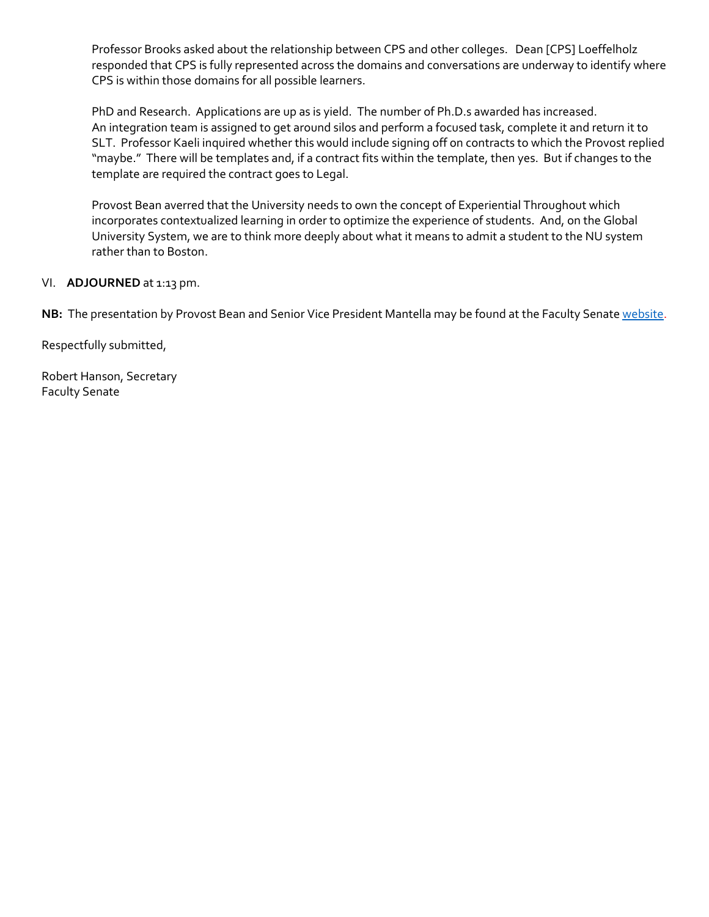Professor Brooks asked about the relationship between CPS and other colleges. Dean [CPS] Loeffelholz responded that CPS is fully represented across the domains and conversations are underway to identify where CPS is within those domains for all possible learners.

PhD and Research. Applications are up as is yield. The number of Ph.D.s awarded has increased. An integration team is assigned to get around silos and perform a focused task, complete it and return it to SLT. Professor Kaeli inquired whether this would include signing off on contracts to which the Provost replied "maybe." There will be templates and, if a contract fits within the template, then yes. But if changes to the template are required the contract goes to Legal.

Provost Bean averred that the University needs to own the concept of Experiential Throughout which incorporates contextualized learning in order to optimize the experience of students. And, on the Global University System, we are to think more deeply about what it means to admit a student to the NU system rather than to Boston.

VI. **ADJOURNED** at 1:13 pm.

**NB:** The presentation by Provost Bean and Senior Vice President Mantella may be found at the Faculty Senate website.

Respectfully submitted,

Robert Hanson, Secretary
Faculty Senate